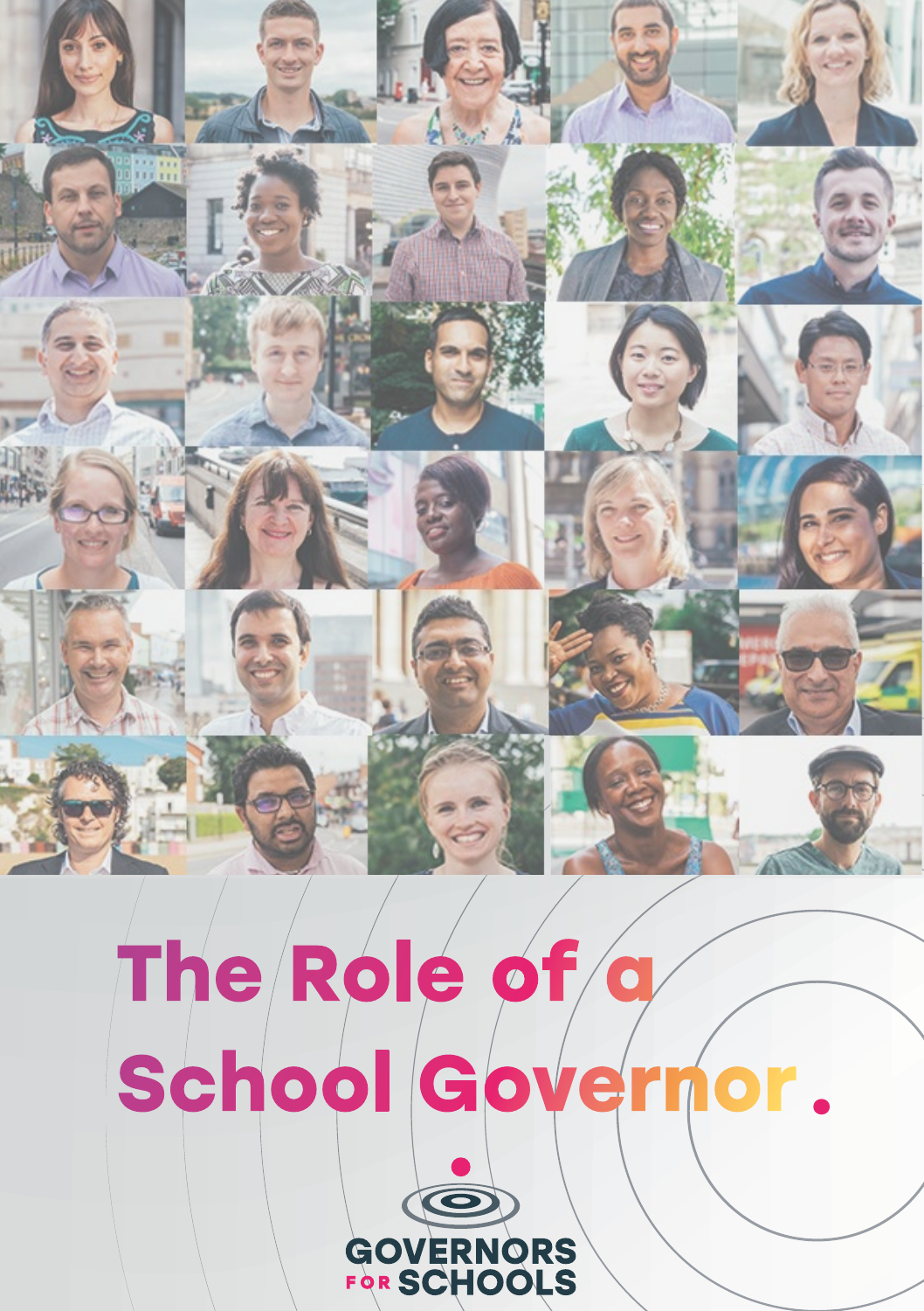# The Role of a School Governor.

GOVERNORS FOR SCHOOLS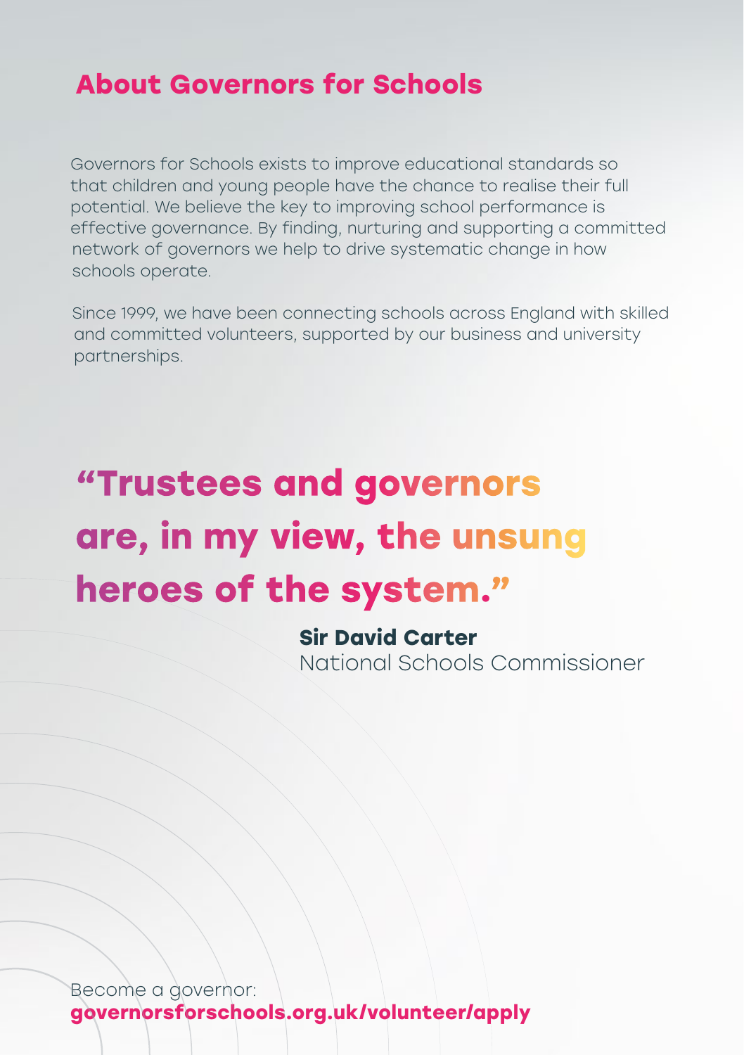## About Governors for Schools

Governors for Schools exists to improve educational standards so that children and young people have the chance to realise their full potential. We believe the key to improving school performance is effective governance. By finding, nurturing and supporting a committed network of governors we help to drive systematic change in how schools operate.

Since 1999, we have been connecting schools across England with skilled and committed volunteers, supported by our business and university partnerships.

**"Trustees and governors are, in my view, the unsung heroes of the system."**

**Sir David Carter**
National Schools Commissioner

Become a governor:
**governorsforschools.org.uk/volunteer/apply**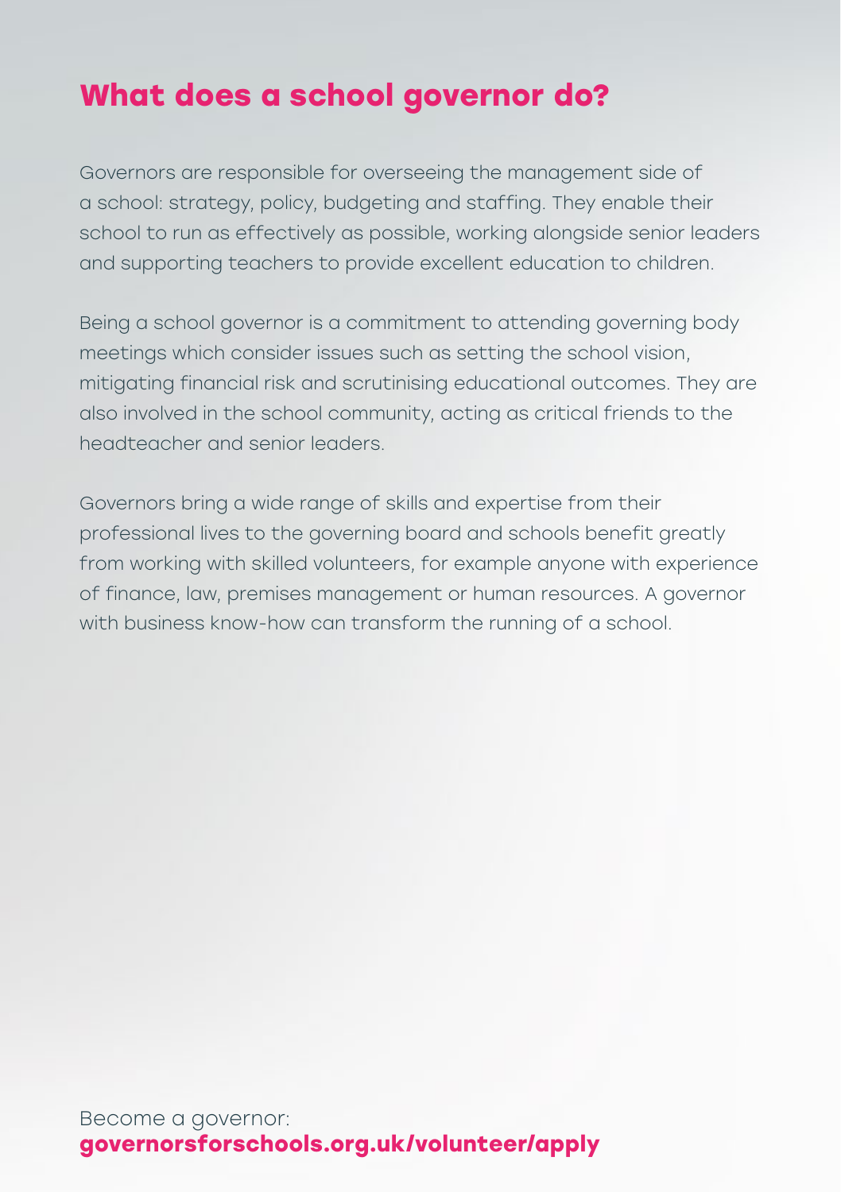# What does a school governor do?

Governors are responsible for overseeing the management side of a school: strategy, policy, budgeting and staffing. They enable their school to run as effectively as possible, working alongside senior leaders and supporting teachers to provide excellent education to children.

Being a school governor is a commitment to attending governing body meetings which consider issues such as setting the school vision, mitigating financial risk and scrutinising educational outcomes. They are also involved in the school community, acting as critical friends to the headteacher and senior leaders.

Governors bring a wide range of skills and expertise from their professional lives to the governing board and schools benefit greatly from working with skilled volunteers, for example anyone with experience of finance, law, premises management or human resources. A governor with business know-how can transform the running of a school.

Become a governor:
**governorsforschools.org.uk/volunteer/apply**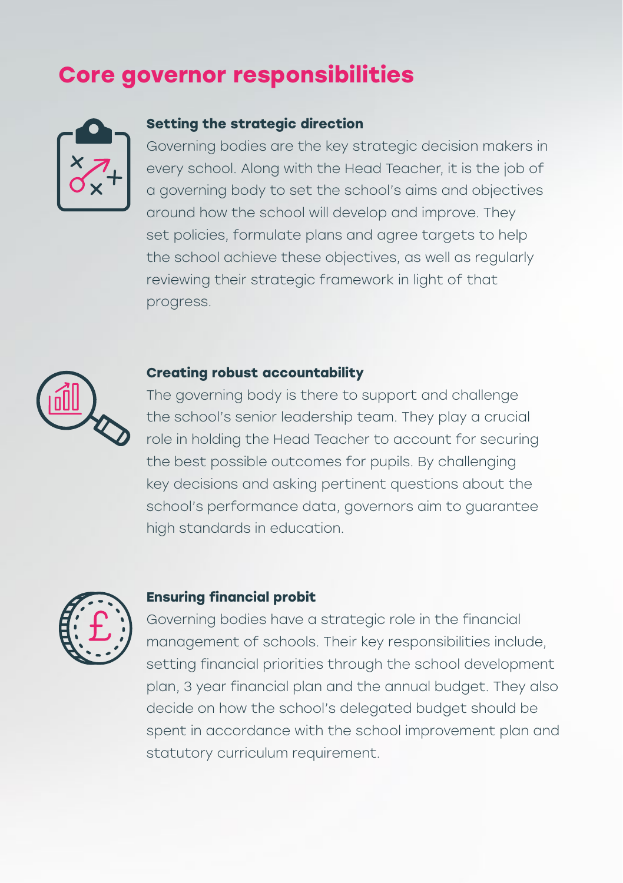# Core governor responsibilities

### Setting the strategic direction

Governing bodies are the key strategic decision makers in every school. Along with the Head Teacher, it is the job of a governing body to set the school's aims and objectives around how the school will develop and improve. They set policies, formulate plans and agree targets to help the school achieve these objectives, as well as regularly reviewing their strategic framework in light of that progress.

### Creating robust accountability

The governing body is there to support and challenge the school's senior leadership team. They play a crucial role in holding the Head Teacher to account for securing the best possible outcomes for pupils. By challenging key decisions and asking pertinent questions about the school's performance data, governors aim to guarantee high standards in education.

### Ensuring financial probit

Governing bodies have a strategic role in the financial management of schools. Their key responsibilities include, setting financial priorities through the school development plan, 3 year financial plan and the annual budget. They also decide on how the school's delegated budget should be spent in accordance with the school improvement plan and statutory curriculum requirement.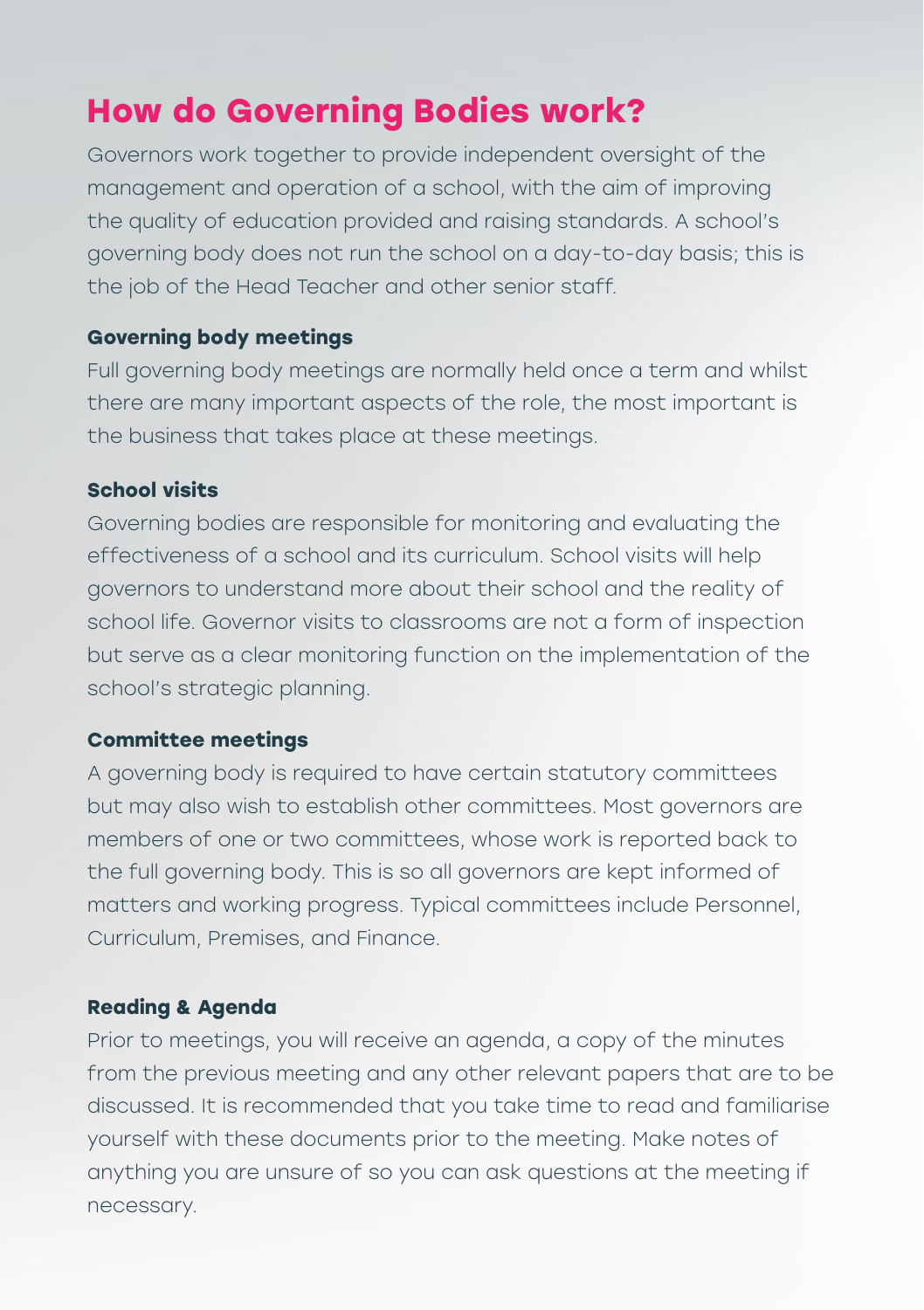# How do Governing Bodies work?

Governors work together to provide independent oversight of the management and operation of a school, with the aim of improving the quality of education provided and raising standards. A school's governing body does not run the school on a day-to-day basis; this is the job of the Head Teacher and other senior staff.

### Governing body meetings

Full governing body meetings are normally held once a term and whilst there are many important aspects of the role, the most important is the business that takes place at these meetings.

### School visits

Governing bodies are responsible for monitoring and evaluating the effectiveness of a school and its curriculum. School visits will help governors to understand more about their school and the reality of school life. Governor visits to classrooms are not a form of inspection but serve as a clear monitoring function on the implementation of the school's strategic planning.

### Committee meetings

A governing body is required to have certain statutory committees but may also wish to establish other committees. Most governors are members of one or two committees, whose work is reported back to the full governing body. This is so all governors are kept informed of matters and working progress. Typical committees include Personnel, Curriculum, Premises, and Finance.

### Reading & Agenda

Prior to meetings, you will receive an agenda, a copy of the minutes from the previous meeting and any other relevant papers that are to be discussed. It is recommended that you take time to read and familiarise yourself with these documents prior to the meeting. Make notes of anything you are unsure of so you can ask questions at the meeting if necessary.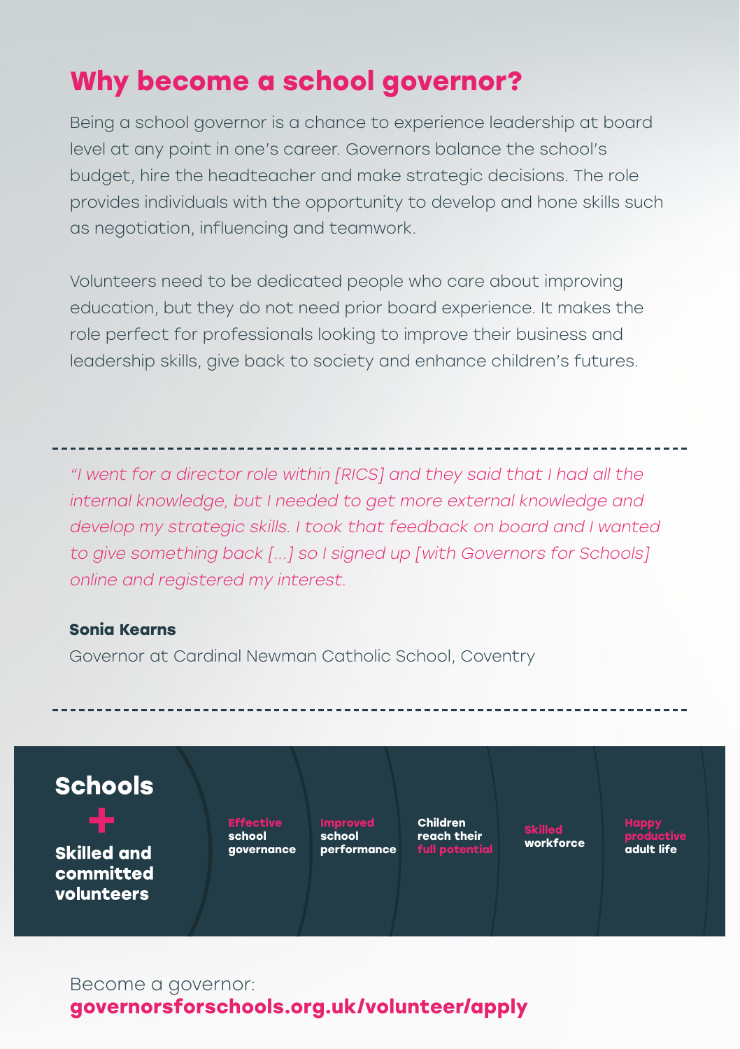# Why become a school governor?

Being a school governor is a chance to experience leadership at board level at any point in one's career. Governors balance the school's budget, hire the headteacher and make strategic decisions. The role provides individuals with the opportunity to develop and hone skills such as negotiation, influencing and teamwork.

Volunteers need to be dedicated people who care about improving education, but they do not need prior board experience. It makes the role perfect for professionals looking to improve their business and leadership skills, give back to society and enhance children's futures.

---

*"I went for a director role within [RICS] and they said that I had all the internal knowledge, but I needed to get more external knowledge and develop my strategic skills. I took that feedback on board and I wanted to give something back [...] so I signed up [with Governors for Schools] online and registered my interest.*

**Sonia Kearns**

Governor at Cardinal Newman Catholic School, Coventry

---

**Schools**

**+**

**Skilled and committed volunteers**

**Effective school governance**

**Improved school performance**

**Children reach their full potential**

**Skilled workforce**

**Happy productive adult life**

Become a governor:
**governorsforschools.org.uk/volunteer/apply**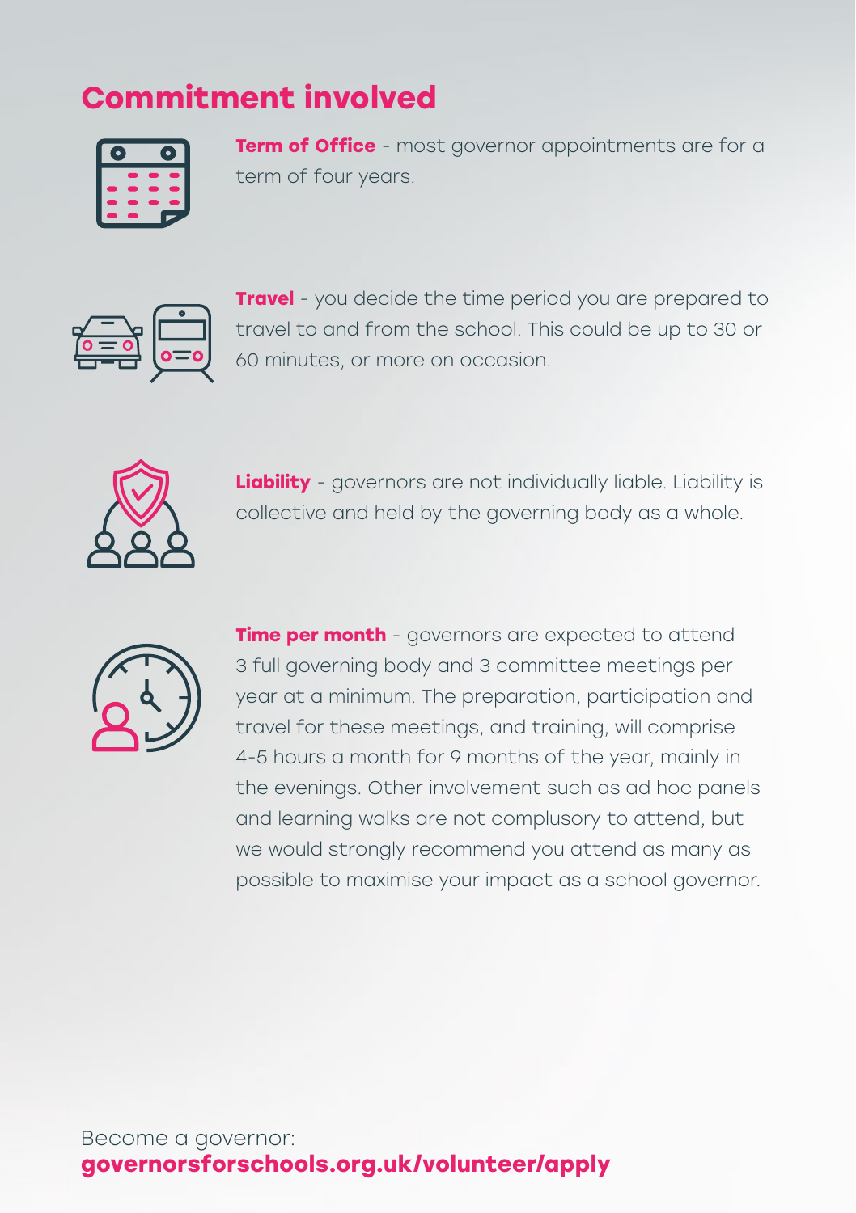# Commitment involved

**Term of Office** - most governor appointments are for a term of four years.

**Travel** - you decide the time period you are prepared to travel to and from the school. This could be up to 30 or 60 minutes, or more on occasion.

**Liability** - governors are not individually liable. Liability is collective and held by the governing body as a whole.

**Time per month** - governors are expected to attend 3 full governing body and 3 committee meetings per year at a minimum. The preparation, participation and travel for these meetings, and training, will comprise 4-5 hours a month for 9 months of the year, mainly in the evenings. Other involvement such as ad hoc panels and learning walks are not complusory to attend, but we would strongly recommend you attend as many as possible to maximise your impact as a school governor.

Become a governor:
**governorsforschools.org.uk/volunteer/apply**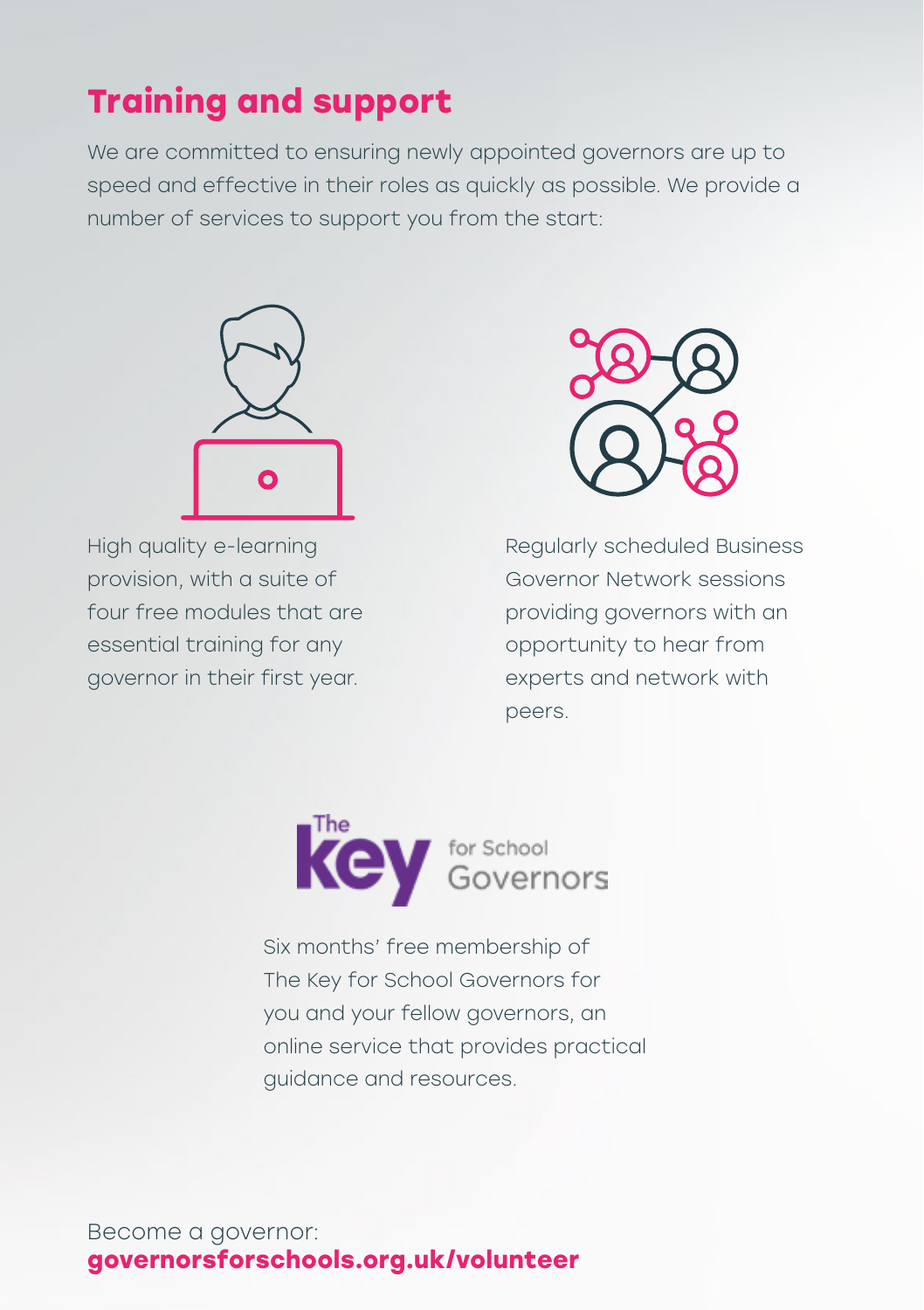## Training and support

We are committed to ensuring newly appointed governors are up to speed and effective in their roles as quickly as possible. We provide a number of services to support you from the start:

High quality e-learning provision, with a suite of four free modules that are essential training for any governor in their first year.

Regularly scheduled Business Governor Network sessions providing governors with an opportunity to hear from experts and network with peers.

The Key for School Governors

Six months' free membership of The Key for School Governors for you and your fellow governors, an online service that provides practical guidance and resources.

Become a governor:
**governorsforschools.org.uk/volunteer**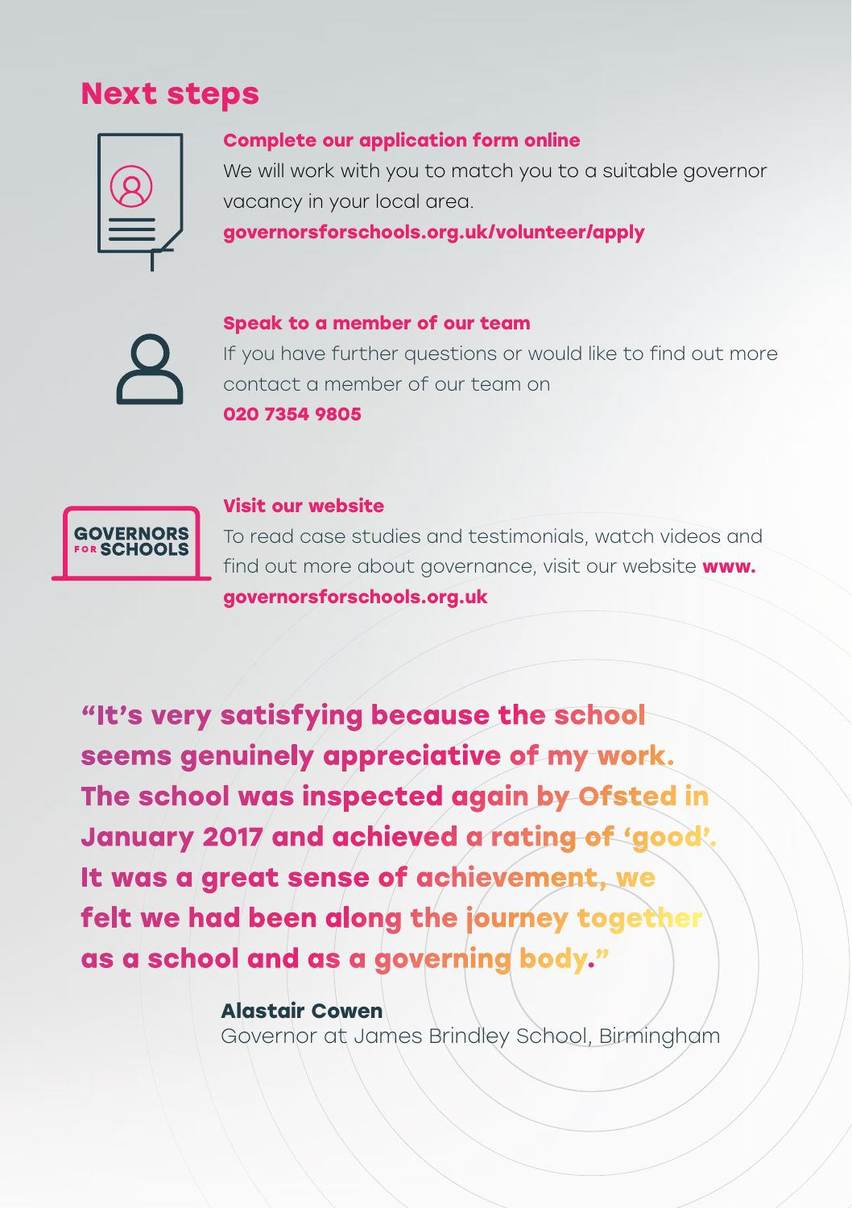## Next steps

**Complete our application form online**

We will work with you to match you to a suitable governor vacancy in your local area.

**governorsforschools.org.uk/volunteer/apply**

**Speak to a member of our team**

If you have further questions or would like to find out more contact a member of our team on

**020 7354 9805**

**Visit our website**

To read case studies and testimonials, watch videos and find out more about governance, visit our website **www.governorsforschools.org.uk**

**"It's very satisfying because the school seems genuinely appreciative of my work. The school was inspected again by Ofsted in January 2017 and achieved a rating of 'good'. It was a great sense of achievement, we felt we had been along the journey together as a school and as a governing body."**

**Alastair Cowen**
Governor at James Brindley School, Birmingham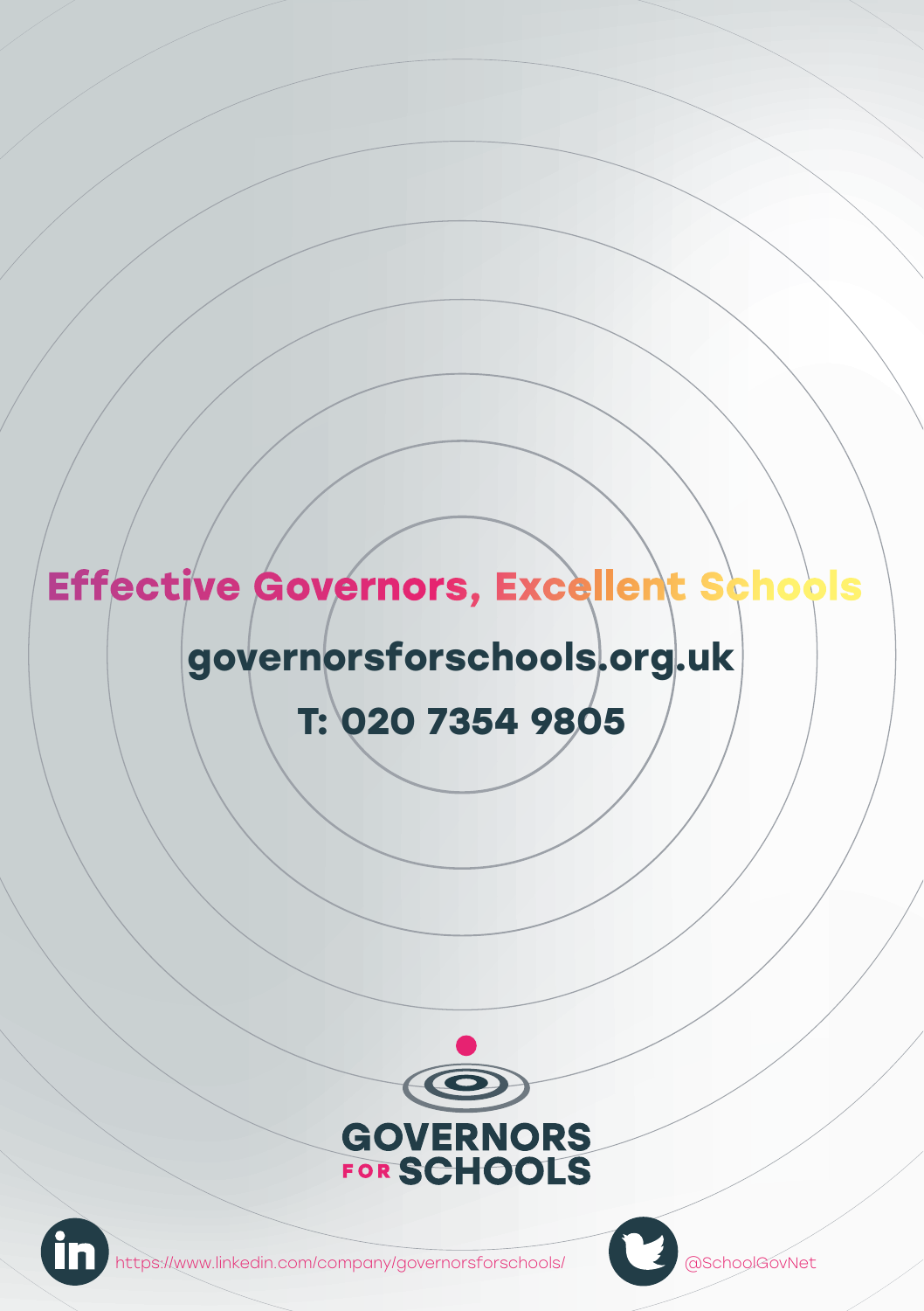**Effective Governors, Excellent Schools**

**governorsforschools.org.uk**

**T: 020 7354 9805**

GOVERNORS FOR SCHOOLS

https://www.linkedin.com/company/governorsforschools/

@SchoolGovNet